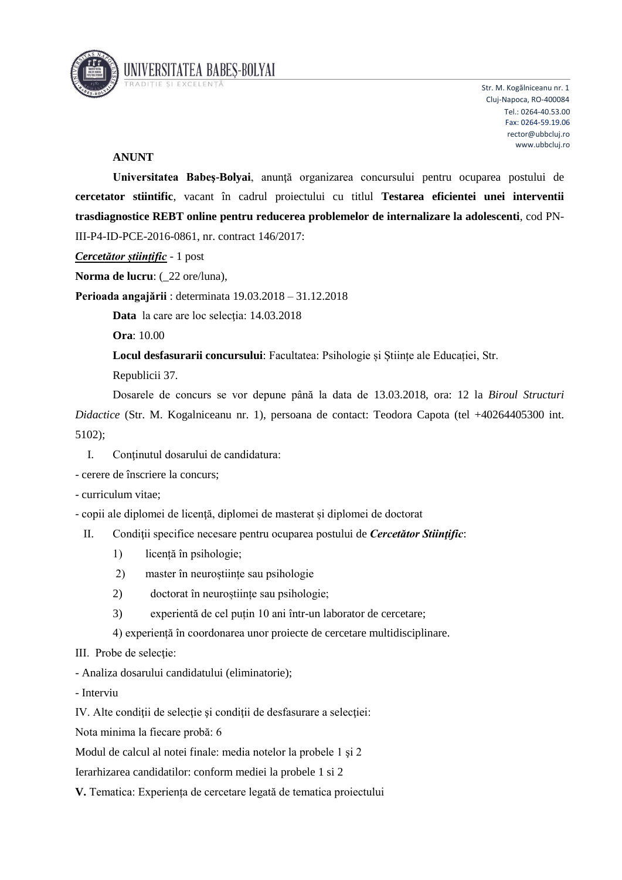UNIVERSITATEA BABEŞ-BOLYAI
TRADIȚIE ȘI EXCELENȚĂ

Str. M. Kogălniceanu nr. 1
Cluj-Napoca, RO-400084
Tel.: 0264-40.53.00
Fax: 0264-59.19.06
rector@ubbcluj.ro
www.ubbcluj.ro

**ANUNT**

**Universitatea Babeş-Bolyai**, anunță organizarea concursului pentru ocuparea postului de **cercetator stiintific**, vacant în cadrul proiectului cu titlul **Testarea eficientei unei interventii trasdiagnostice REBT online pentru reducerea problemelor de internalizare la adolescenti**, cod PN-III-P4-ID-PCE-2016-0861, nr. contract 146/2017:

***Cercetător ştiinţific*** - 1 post

**Norma de lucru**: (_22 ore/luna),

**Perioada angajării** : determinata 19.03.2018 – 31.12.2018

**Data** la care are loc selecția: 14.03.2018

**Ora**: 10.00

**Locul desfasurarii concursului**: Facultatea: Psihologie și Științe ale Educației, Str. Republicii 37.

Dosarele de concurs se vor depune până la data de 13.03.2018, ora: 12 la *Biroul Structuri Didactice* (Str. M. Kogalniceanu nr. 1), persoana de contact: Teodora Capota (tel +40264405300 int. 5102);

I. Conţinutul dosarului de candidatura:

- cerere de înscriere la concurs;
- curriculum vitae;
- copii ale diplomei de licență, diplomei de masterat și diplomei de doctorat

II. Condiţii specifice necesare pentru ocuparea postului de ***Cercetător Stiinţific***:

1) licență în psihologie;
2) master în neuroștiințe sau psihologie
2) doctorat în neuroștiințe sau psihologie;
3) experientă de cel puțin 10 ani într-un laborator de cercetare;
4) experiență în coordonarea unor proiecte de cercetare multidisciplinare.

III. Probe de selecţie:

- Analiza dosarului candidatului (eliminatorie);
- Interviu

IV. Alte condiţii de selecţie şi condiţii de desfasurare a selecţiei:

Nota minima la fiecare probă: 6

Modul de calcul al notei finale: media notelor la probele 1 şi 2

Ierarhizarea candidatilor: conform mediei la probele 1 si 2

**V.** Tematica: Experiența de cercetare legată de tematica proiectului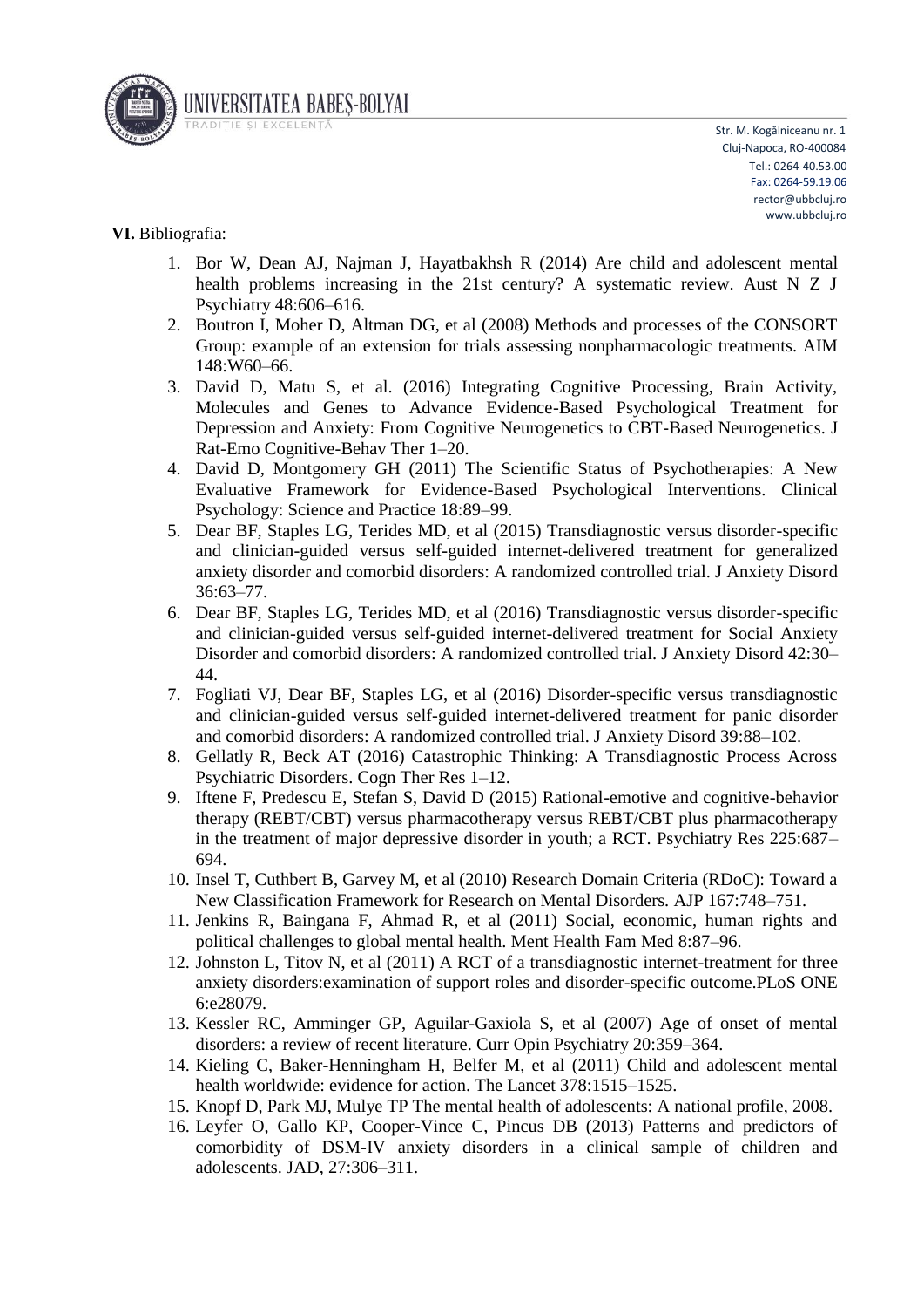**VI.** Bibliografia:

1. Bor W, Dean AJ, Najman J, Hayatbakhsh R (2014) Are child and adolescent mental health problems increasing in the 21st century? A systematic review. Aust N Z J Psychiatry 48:606–616.
2. Boutron I, Moher D, Altman DG, et al (2008) Methods and processes of the CONSORT Group: example of an extension for trials assessing nonpharmacologic treatments. AIM 148:W60–66.
3. David D, Matu S, et al. (2016) Integrating Cognitive Processing, Brain Activity, Molecules and Genes to Advance Evidence-Based Psychological Treatment for Depression and Anxiety: From Cognitive Neurogenetics to CBT-Based Neurogenetics. J Rat-Emo Cognitive-Behav Ther 1–20.
4. David D, Montgomery GH (2011) The Scientific Status of Psychotherapies: A New Evaluative Framework for Evidence-Based Psychological Interventions. Clinical Psychology: Science and Practice 18:89–99.
5. Dear BF, Staples LG, Terides MD, et al (2015) Transdiagnostic versus disorder-specific and clinician-guided versus self-guided internet-delivered treatment for generalized anxiety disorder and comorbid disorders: A randomized controlled trial. J Anxiety Disord 36:63–77.
6. Dear BF, Staples LG, Terides MD, et al (2016) Transdiagnostic versus disorder-specific and clinician-guided versus self-guided internet-delivered treatment for Social Anxiety Disorder and comorbid disorders: A randomized controlled trial. J Anxiety Disord 42:30–44.
7. Fogliati VJ, Dear BF, Staples LG, et al (2016) Disorder-specific versus transdiagnostic and clinician-guided versus self-guided internet-delivered treatment for panic disorder and comorbid disorders: A randomized controlled trial. J Anxiety Disord 39:88–102.
8. Gellatly R, Beck AT (2016) Catastrophic Thinking: A Transdiagnostic Process Across Psychiatric Disorders. Cogn Ther Res 1–12.
9. Iftene F, Predescu E, Stefan S, David D (2015) Rational-emotive and cognitive-behavior therapy (REBT/CBT) versus pharmacotherapy versus REBT/CBT plus pharmacotherapy in the treatment of major depressive disorder in youth; a RCT. Psychiatry Res 225:687–694.
10. Insel T, Cuthbert B, Garvey M, et al (2010) Research Domain Criteria (RDoC): Toward a New Classification Framework for Research on Mental Disorders. AJP 167:748–751.
11. Jenkins R, Baingana F, Ahmad R, et al (2011) Social, economic, human rights and political challenges to global mental health. Ment Health Fam Med 8:87–96.
12. Johnston L, Titov N, et al (2011) A RCT of a transdiagnostic internet-treatment for three anxiety disorders:examination of support roles and disorder-specific outcome.PLoS ONE 6:e28079.
13. Kessler RC, Amminger GP, Aguilar-Gaxiola S, et al (2007) Age of onset of mental disorders: a review of recent literature. Curr Opin Psychiatry 20:359–364.
14. Kieling C, Baker-Henningham H, Belfer M, et al (2011) Child and adolescent mental health worldwide: evidence for action. The Lancet 378:1515–1525.
15. Knopf D, Park MJ, Mulye TP The mental health of adolescents: A national profile, 2008.
16. Leyfer O, Gallo KP, Cooper-Vince C, Pincus DB (2013) Patterns and predictors of comorbidity of DSM-IV anxiety disorders in a clinical sample of children and adolescents. JAD, 27:306–311.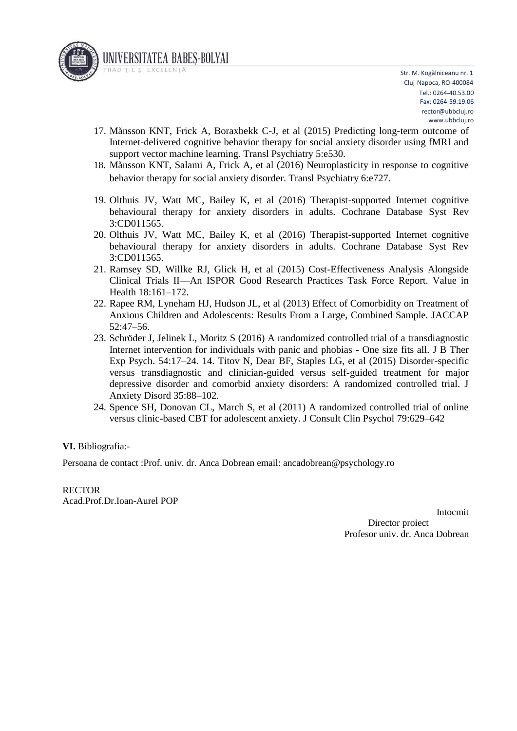17. Månsson KNT, Frick A, Boraxbekk C-J, et al (2015) Predicting long-term outcome of Internet-delivered cognitive behavior therapy for social anxiety disorder using fMRI and support vector machine learning. Transl Psychiatry 5:e530.
18. Månsson KNT, Salami A, Frick A, et al (2016) Neuroplasticity in response to cognitive behavior therapy for social anxiety disorder. Transl Psychiatry 6:e727.
19. Olthuis JV, Watt MC, Bailey K, et al (2016) Therapist-supported Internet cognitive behavioural therapy for anxiety disorders in adults. Cochrane Database Syst Rev 3:CD011565.
20. Olthuis JV, Watt MC, Bailey K, et al (2016) Therapist-supported Internet cognitive behavioural therapy for anxiety disorders in adults. Cochrane Database Syst Rev 3:CD011565.
21. Ramsey SD, Willke RJ, Glick H, et al (2015) Cost-Effectiveness Analysis Alongside Clinical Trials II—An ISPOR Good Research Practices Task Force Report. Value in Health 18:161–172.
22. Rapee RM, Lyneham HJ, Hudson JL, et al (2013) Effect of Comorbidity on Treatment of Anxious Children and Adolescents: Results From a Large, Combined Sample. JACCAP 52:47–56.
23. Schröder J, Jelinek L, Moritz S (2016) A randomized controlled trial of a transdiagnostic Internet intervention for individuals with panic and phobias - One size fits all. J B Ther Exp Psych. 54:17–24. 14. Titov N, Dear BF, Staples LG, et al (2015) Disorder-specific versus transdiagnostic and clinician-guided versus self-guided treatment for major depressive disorder and comorbid anxiety disorders: A randomized controlled trial. J Anxiety Disord 35:88–102.
24. Spence SH, Donovan CL, March S, et al (2011) A randomized controlled trial of online versus clinic-based CBT for adolescent anxiety. J Consult Clin Psychol 79:629–642

**VI.** Bibliografia:-

Persoana de contact :Prof. univ. dr. Anca Dobrean email: ancadobrean@psychology.ro

RECTOR
Acad.Prof.Dr.Ioan-Aurel POP

Intocmit
Director proiect
Profesor univ. dr. Anca Dobrean